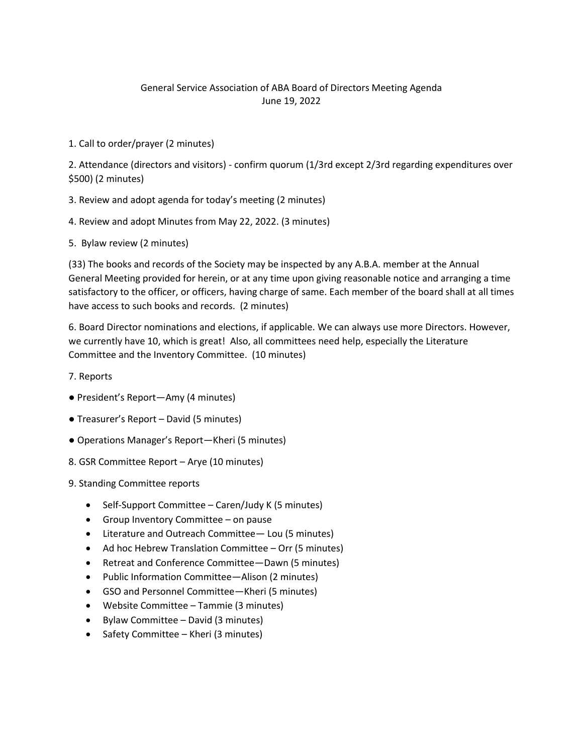# General Service Association of ABA Board of Directors Meeting Agenda

June 19, 2022

1. Call to order/prayer (2 minutes)

2. Attendance (directors and visitors) - confirm quorum (1/3rd except 2/3rd regarding expenditures over $500) (2 minutes)

3. Review and adopt agenda for today's meeting (2 minutes)

4. Review and adopt Minutes from May 22, 2022. (3 minutes)

5. Bylaw review (2 minutes)

(33) The books and records of the Society may be inspected by any A.B.A. member at the Annual General Meeting provided for herein, or at any time upon giving reasonable notice and arranging a time satisfactory to the officer, or officers, having charge of same. Each member of the board shall at all times have access to such books and records. (2 minutes)

6. Board Director nominations and elections, if applicable. We can always use more Directors. However, we currently have 10, which is great! Also, all committees need help, especially the Literature Committee and the Inventory Committee. (10 minutes)

7. Reports

- President's Report—Amy (4 minutes)
- Treasurer's Report – David (5 minutes)
- Operations Manager's Report—Kheri (5 minutes)

8. GSR Committee Report – Arye (10 minutes)

9. Standing Committee reports

- Self-Support Committee – Caren/Judy K (5 minutes)
- Group Inventory Committee – on pause
- Literature and Outreach Committee— Lou (5 minutes)
- Ad hoc Hebrew Translation Committee – Orr (5 minutes)
- Retreat and Conference Committee—Dawn (5 minutes)
- Public Information Committee—Alison (2 minutes)
- GSO and Personnel Committee—Kheri (5 minutes)
- Website Committee – Tammie (3 minutes)
- Bylaw Committee – David (3 minutes)
- Safety Committee – Kheri (3 minutes)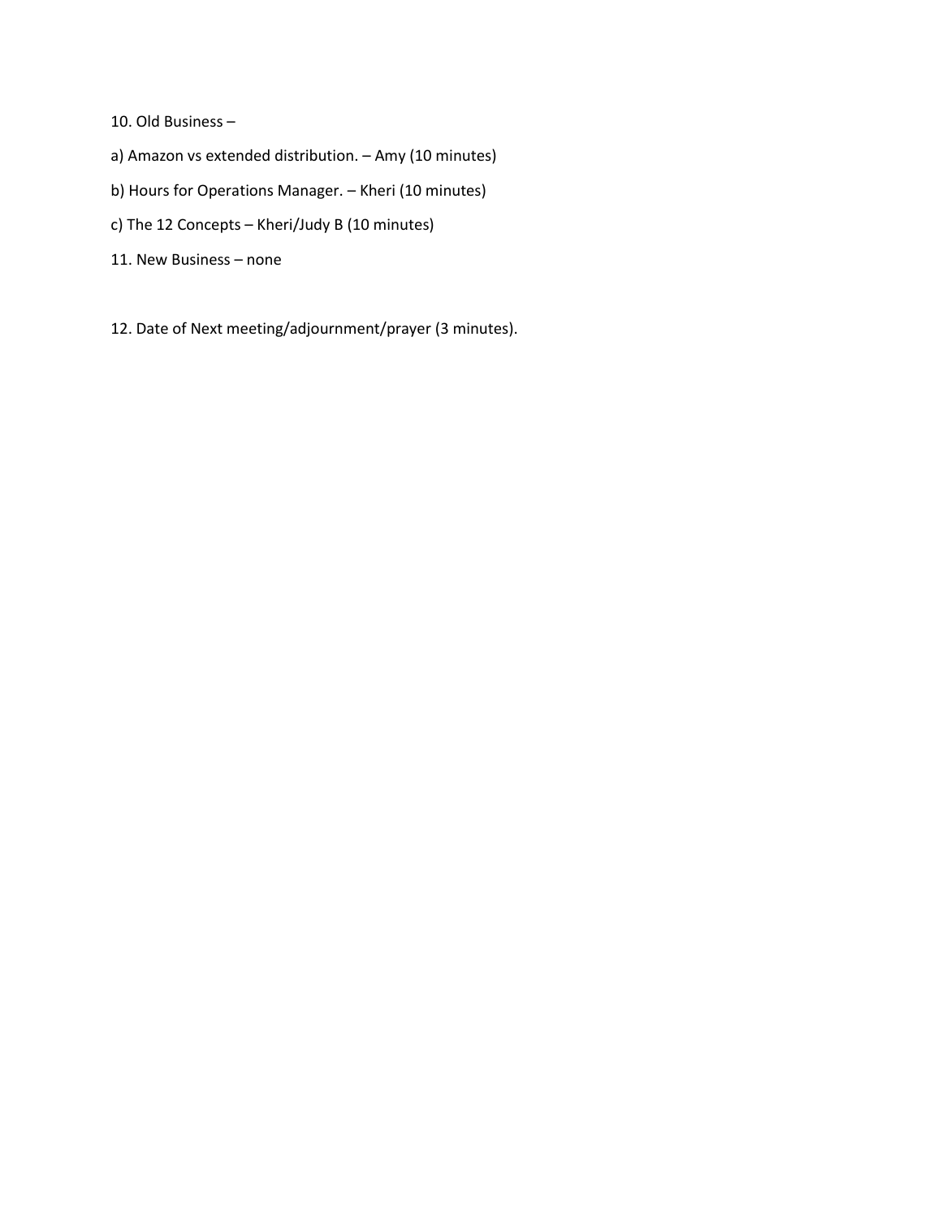10. Old Business –

a) Amazon vs extended distribution. – Amy (10 minutes)

b) Hours for Operations Manager. – Kheri (10 minutes)

c) The 12 Concepts – Kheri/Judy B (10 minutes)

11. New Business – none

12. Date of Next meeting/adjournment/prayer (3 minutes).